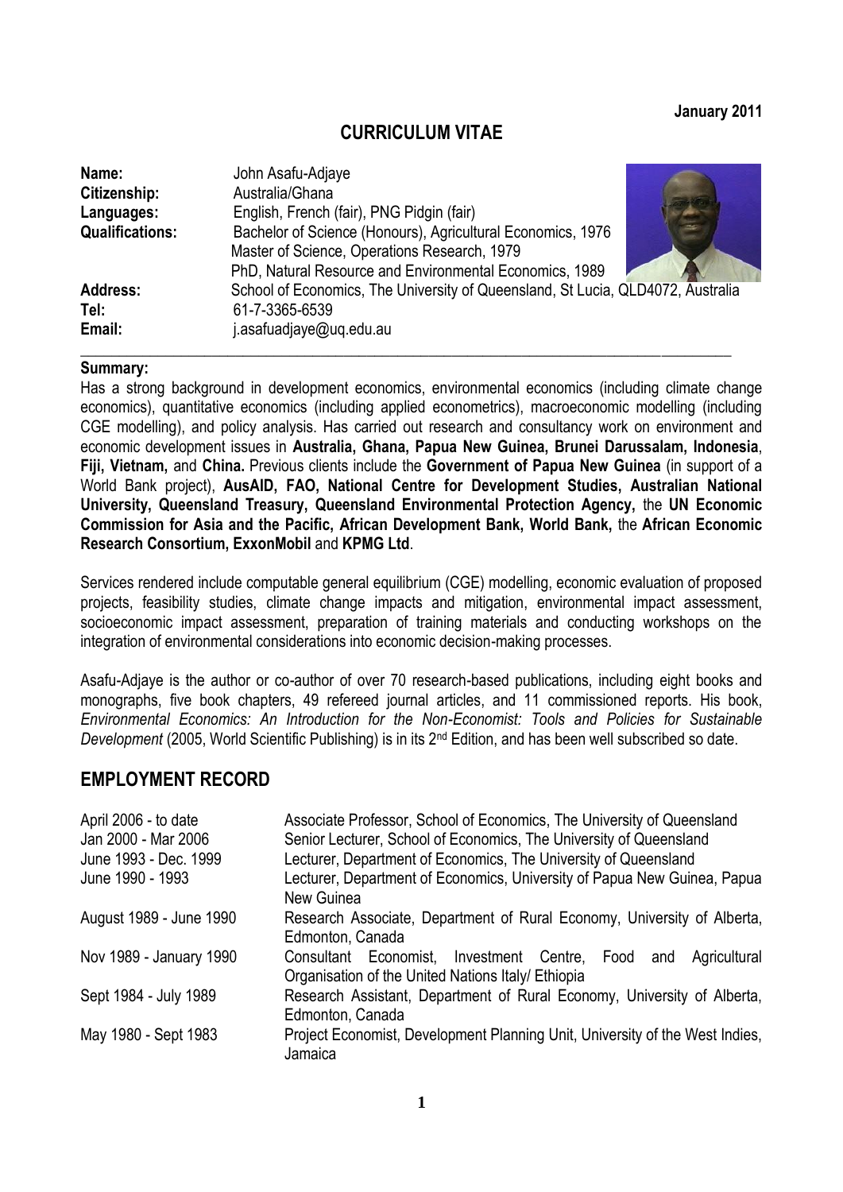January 2011

# CURRICULUM VITAE

| | |
|---|---|
| **Name:** | John Asafu-Adjaye |
| **Citizenship:** | Australia/Ghana |
| **Languages:** | English, French (fair), PNG Pidgin (fair) |
| **Qualifications:** | Bachelor of Science (Honours), Agricultural Economics, 1976 |
| | Master of Science, Operations Research, 1979 |
| | PhD, Natural Resource and Environmental Economics, 1989 |
| **Address:** | School of Economics, The University of Queensland, St Lucia, QLD4072, Australia |
| **Tel:** | 61-7-3365-6539 |
| **Email:** | j.asafuadjaye@uq.edu.au |

**Summary:**

Has a strong background in development economics, environmental economics (including climate change economics), quantitative economics (including applied econometrics), macroeconomic modelling (including CGE modelling), and policy analysis. Has carried out research and consultancy work on environment and economic development issues in **Australia, Ghana, Papua New Guinea, Brunei Darussalam, Indonesia**, **Fiji, Vietnam,** and **China.** Previous clients include the **Government of Papua New Guinea** (in support of a World Bank project), **AusAID, FAO, National Centre for Development Studies, Australian National University, Queensland Treasury, Queensland Environmental Protection Agency,** the **UN Economic Commission for Asia and the Pacific, African Development Bank, World Bank,** the **African Economic Research Consortium, ExxonMobil** and **KPMG Ltd**.

Services rendered include computable general equilibrium (CGE) modelling, economic evaluation of proposed projects, feasibility studies, climate change impacts and mitigation, environmental impact assessment, socioeconomic impact assessment, preparation of training materials and conducting workshops on the integration of environmental considerations into economic decision-making processes.

Asafu-Adjaye is the author or co-author of over 70 research-based publications, including eight books and monographs, five book chapters, 49 refereed journal articles, and 11 commissioned reports. His book, *Environmental Economics: An Introduction for the Non-Economist: Tools and Policies for Sustainable Development* (2005, World Scientific Publishing) is in its 2nd Edition, and has been well subscribed so date.

## EMPLOYMENT RECORD

| | |
|---|---|
| April 2006 - to date | Associate Professor, School of Economics, The University of Queensland |
| Jan 2000 - Mar 2006 | Senior Lecturer, School of Economics, The University of Queensland |
| June 1993 - Dec. 1999 | Lecturer, Department of Economics, The University of Queensland |
| June 1990 - 1993 | Lecturer, Department of Economics, University of Papua New Guinea, Papua New Guinea |
| August 1989 - June 1990 | Research Associate, Department of Rural Economy, University of Alberta, Edmonton, Canada |
| Nov 1989 - January 1990 | Consultant Economist, Investment Centre, Food and Agricultural Organisation of the United Nations Italy/ Ethiopia |
| Sept 1984 - July 1989 | Research Assistant, Department of Rural Economy, University of Alberta, Edmonton, Canada |
| May 1980 - Sept 1983 | Project Economist, Development Planning Unit, University of the West Indies, Jamaica |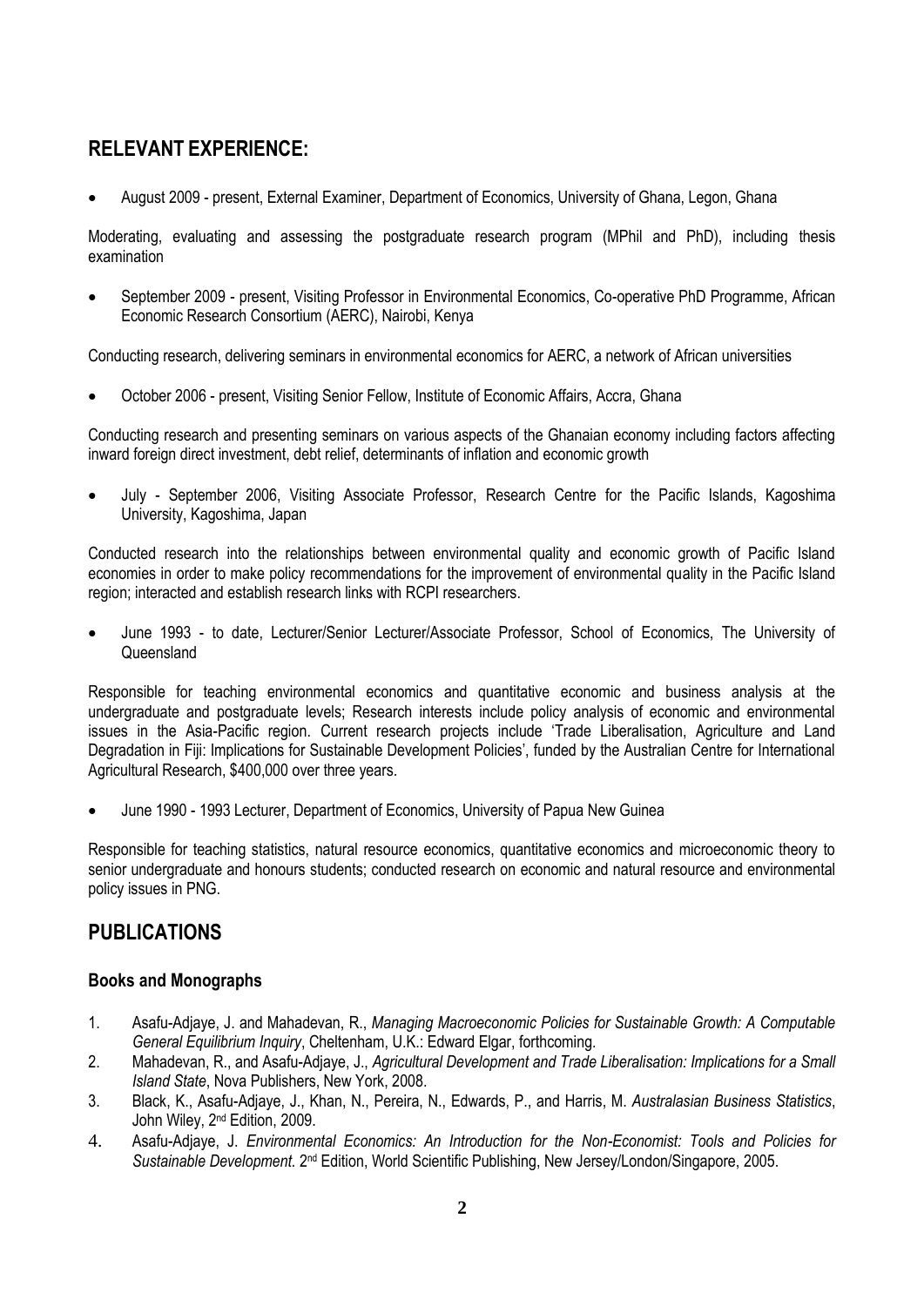## RELEVANT EXPERIENCE:

- August 2009 - present, External Examiner, Department of Economics, University of Ghana, Legon, Ghana

Moderating, evaluating and assessing the postgraduate research program (MPhil and PhD), including thesis examination

- September 2009 - present, Visiting Professor in Environmental Economics, Co-operative PhD Programme, African Economic Research Consortium (AERC), Nairobi, Kenya

Conducting research, delivering seminars in environmental economics for AERC, a network of African universities

- October 2006 - present, Visiting Senior Fellow, Institute of Economic Affairs, Accra, Ghana

Conducting research and presenting seminars on various aspects of the Ghanaian economy including factors affecting inward foreign direct investment, debt relief, determinants of inflation and economic growth

- July - September 2006, Visiting Associate Professor, Research Centre for the Pacific Islands, Kagoshima University, Kagoshima, Japan

Conducted research into the relationships between environmental quality and economic growth of Pacific Island economies in order to make policy recommendations for the improvement of environmental quality in the Pacific Island region; interacted and establish research links with RCPI researchers.

- June 1993 - to date, Lecturer/Senior Lecturer/Associate Professor, School of Economics, The University of Queensland

Responsible for teaching environmental economics and quantitative economic and business analysis at the undergraduate and postgraduate levels; Research interests include policy analysis of economic and environmental issues in the Asia-Pacific region. Current research projects include 'Trade Liberalisation, Agriculture and Land Degradation in Fiji: Implications for Sustainable Development Policies', funded by the Australian Centre for International Agricultural Research, $400,000 over three years.

- June 1990 - 1993 Lecturer, Department of Economics, University of Papua New Guinea

Responsible for teaching statistics, natural resource economics, quantitative economics and microeconomic theory to senior undergraduate and honours students; conducted research on economic and natural resource and environmental policy issues in PNG.

## PUBLICATIONS

### Books and Monographs

1. Asafu-Adjaye, J. and Mahadevan, R., *Managing Macroeconomic Policies for Sustainable Growth: A Computable General Equilibrium Inquiry*, Cheltenham, U.K.: Edward Elgar, forthcoming.
2. Mahadevan, R., and Asafu-Adjaye, J., *Agricultural Development and Trade Liberalisation: Implications for a Small Island State*, Nova Publishers, New York, 2008.
3. Black, K., Asafu-Adjaye, J., Khan, N., Pereira, N., Edwards, P., and Harris, M. *Australasian Business Statistics*, John Wiley, 2nd Edition, 2009.
4. Asafu-Adjaye, J. *Environmental Economics: An Introduction for the Non-Economist: Tools and Policies for Sustainable Development.* 2nd Edition, World Scientific Publishing, New Jersey/London/Singapore, 2005.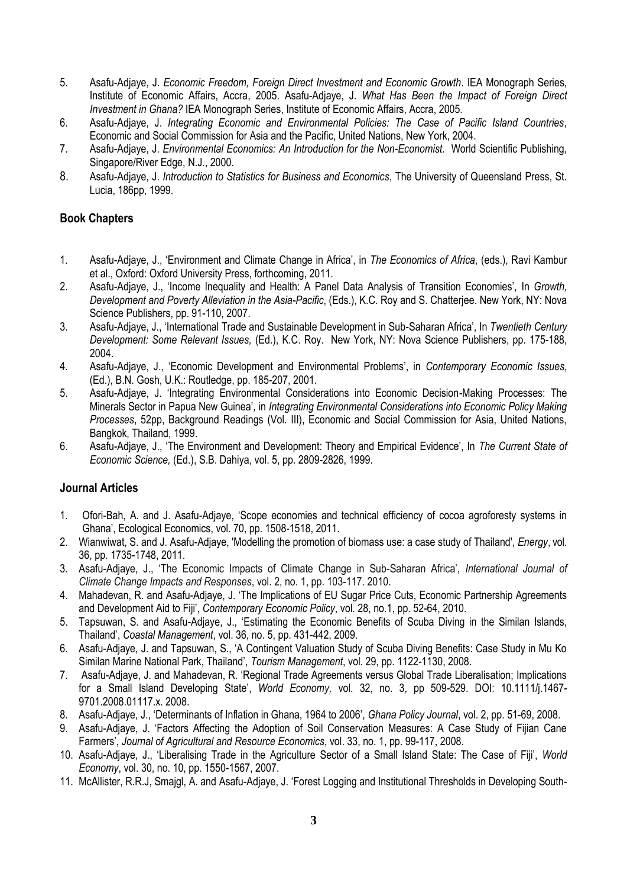5. Asafu-Adjaye, J. *Economic Freedom, Foreign Direct Investment and Economic Growth*. IEA Monograph Series, Institute of Economic Affairs, Accra, 2005. Asafu-Adjaye, J. *What Has Been the Impact of Foreign Direct Investment in Ghana?* IEA Monograph Series, Institute of Economic Affairs, Accra, 2005.
6. Asafu-Adjaye, J. *Integrating Economic and Environmental Policies: The Case of Pacific Island Countries*, Economic and Social Commission for Asia and the Pacific, United Nations, New York, 2004.
7. Asafu-Adjaye, J. *Environmental Economics: An Introduction for the Non-Economist.* World Scientific Publishing, Singapore/River Edge, N.J., 2000.
8. Asafu-Adjaye, J. *Introduction to Statistics for Business and Economics*, The University of Queensland Press, St. Lucia, 186pp, 1999.

## Book Chapters

1. Asafu-Adjaye, J., 'Environment and Climate Change in Africa', in *The Economics of Africa*, (eds.), Ravi Kambur et al., Oxford: Oxford University Press, forthcoming, 2011.
2. Asafu-Adjaye, J., 'Income Inequality and Health: A Panel Data Analysis of Transition Economies', In *Growth, Development and Poverty Alleviation in the Asia-Pacific*, (Eds.), K.C. Roy and S. Chatterjee. New York, NY: Nova Science Publishers, pp. 91-110, 2007.
3. Asafu-Adjaye, J., 'International Trade and Sustainable Development in Sub-Saharan Africa', In *Twentieth Century Development: Some Relevant Issues,* (Ed.), K.C. Roy. New York, NY: Nova Science Publishers, pp. 175-188, 2004.
4. Asafu-Adjaye, J., 'Economic Development and Environmental Problems', in *Contemporary Economic Issues*, (Ed.), B.N. Gosh, U.K.: Routledge, pp. 185-207, 2001.
5. Asafu-Adjaye, J. 'Integrating Environmental Considerations into Economic Decision-Making Processes: The Minerals Sector in Papua New Guinea', in *Integrating Environmental Considerations into Economic Policy Making Processes*, 52pp, Background Readings (Vol. III), Economic and Social Commission for Asia, United Nations, Bangkok, Thailand, 1999.
6. Asafu-Adjaye, J., 'The Environment and Development: Theory and Empirical Evidence', In *The Current State of Economic Science,* (Ed.), S.B. Dahiya, vol. 5, pp. 2809-2826, 1999.

## Journal Articles

1. Ofori-Bah, A. and J. Asafu-Adjaye, 'Scope economies and technical efficiency of cocoa agroforesty systems in Ghana', Ecological Economics, vol. 70, pp. 1508-1518, 2011.
2. Wianwiwat, S. and J. Asafu-Adjaye, 'Modelling the promotion of biomass use: a case study of Thailand', *Energy*, vol. 36, pp. 1735-1748, 2011.
3. Asafu-Adjaye, J., 'The Economic Impacts of Climate Change in Sub-Saharan Africa', *International Journal of Climate Change Impacts and Responses*, vol. 2, no. 1, pp. 103-117. 2010.
4. Mahadevan, R. and Asafu-Adjaye, J. 'The Implications of EU Sugar Price Cuts, Economic Partnership Agreements and Development Aid to Fiji', *Contemporary Economic Policy*, vol. 28, no.1, pp. 52-64, 2010.
5. Tapsuwan, S. and Asafu-Adjaye, J., 'Estimating the Economic Benefits of Scuba Diving in the Similan Islands, Thailand', *Coastal Management*, vol. 36, no. 5, pp. 431-442, 2009.
6. Asafu-Adjaye, J. and Tapsuwan, S., 'A Contingent Valuation Study of Scuba Diving Benefits: Case Study in Mu Ko Similan Marine National Park, Thailand', *Tourism Management*, vol. 29, pp. 1122-1130, 2008.
7. Asafu-Adjaye, J. and Mahadevan, R. 'Regional Trade Agreements versus Global Trade Liberalisation; Implications for a Small Island Developing State', *World Economy,* vol. 32, no. 3, pp 509-529. DOI: 10.1111/j.1467-9701.2008.01117.x. 2008.
8. Asafu-Adjaye, J., 'Determinants of Inflation in Ghana, 1964 to 2006', *Ghana Policy Journal*, vol. 2, pp. 51-69, 2008.
9. Asafu-Adjaye, J. 'Factors Affecting the Adoption of Soil Conservation Measures: A Case Study of Fijian Cane Farmers', *Journal of Agricultural and Resource Economics*, vol. 33, no. 1, pp. 99-117, 2008.
10. Asafu-Adjaye, J., 'Liberalising Trade in the Agriculture Sector of a Small Island State: The Case of Fiji', *World Economy*, vol. 30, no. 10, pp. 1550-1567, 2007.
11. McAllister, R.R.J, Smajgl, A. and Asafu-Adjaye, J. 'Forest Logging and Institutional Thresholds in Developing South-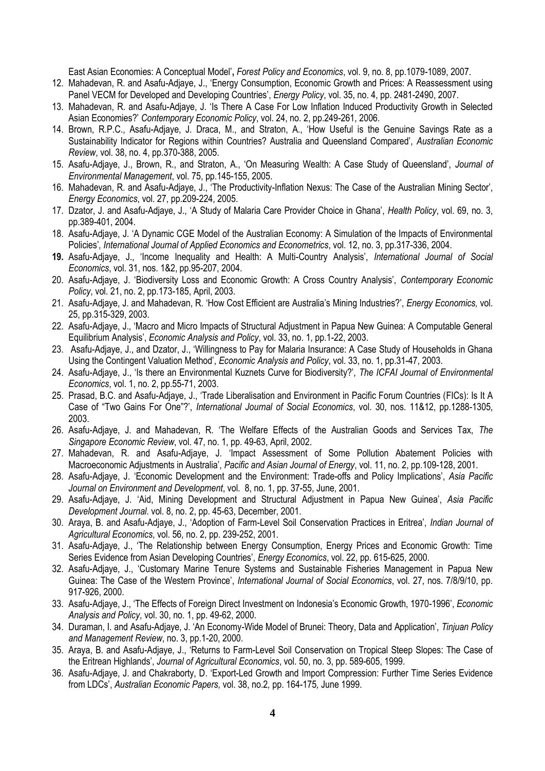East Asian Economies: A Conceptual Model', *Forest Policy and Economics*, vol. 9, no. 8, pp.1079-1089, 2007.

12. Mahadevan, R. and Asafu-Adjaye, J., 'Energy Consumption, Economic Growth and Prices: A Reassessment using Panel VECM for Developed and Developing Countries', *Energy Policy*, vol. 35, no. 4, pp. 2481-2490, 2007.
13. Mahadevan, R. and Asafu-Adjaye, J. 'Is There A Case For Low Inflation Induced Productivity Growth in Selected Asian Economies?' *Contemporary Economic Policy*, vol. 24, no. 2, pp.249-261, 2006.
14. Brown, R.P.C., Asafu-Adjaye, J. Draca, M., and Straton, A., 'How Useful is the Genuine Savings Rate as a Sustainability Indicator for Regions within Countries? Australia and Queensland Compared', *Australian Economic Review*, vol. 38, no. 4, pp.370-388, 2005.
15. Asafu-Adjaye, J., Brown, R., and Straton, A., 'On Measuring Wealth: A Case Study of Queensland', *Journal of Environmental Management*, vol. 75, pp.145-155, 2005.
16. Mahadevan, R. and Asafu-Adjaye, J., 'The Productivity-Inflation Nexus: The Case of the Australian Mining Sector', *Energy Economics*, vol. 27, pp.209-224, 2005.
17. Dzator, J. and Asafu-Adjaye, J., 'A Study of Malaria Care Provider Choice in Ghana', *Health Policy*, vol. 69, no. 3, pp.389-401, 2004.
18. Asafu-Adjaye, J. 'A Dynamic CGE Model of the Australian Economy: A Simulation of the Impacts of Environmental Policies', *International Journal of Applied Economics and Econometrics*, vol. 12, no. 3, pp.317-336, 2004.
19. Asafu-Adjaye, J., 'Income Inequality and Health: A Multi-Country Analysis', *International Journal of Social Economics*, vol. 31, nos. 1&2, pp.95-207, 2004.
20. Asafu-Adjaye, J. 'Biodiversity Loss and Economic Growth: A Cross Country Analysis', *Contemporary Economic Policy*, vol. 21, no. 2, pp.173-185, April, 2003.
21. Asafu-Adjaye, J. and Mahadevan, R. 'How Cost Efficient are Australia's Mining Industries?', *Energy Economics,* vol. 25, pp.315-329, 2003.
22. Asafu-Adjaye, J., 'Macro and Micro Impacts of Structural Adjustment in Papua New Guinea: A Computable General Equilibrium Analysis', *Economic Analysis and Policy*, vol. 33, no. 1, pp.1-22, 2003.
23. Asafu-Adjaye, J., and Dzator, J., 'Willingness to Pay for Malaria Insurance: A Case Study of Households in Ghana Using the Contingent Valuation Method', *Economic Analysis and Policy*, vol. 33, no. 1, pp.31-47, 2003.
24. Asafu-Adjaye, J., 'Is there an Environmental Kuznets Curve for Biodiversity?', *The ICFAI Journal of Environmental Economics*, vol. 1, no. 2, pp.55-71, 2003.
25. Prasad, B.C. and Asafu-Adjaye, J., 'Trade Liberalisation and Environment in Pacific Forum Countries (FICs): Is It A Case of "Two Gains For One"?', *International Journal of Social Economics*, vol. 30, nos. 11&12, pp.1288-1305, 2003.
26. Asafu-Adjaye, J. and Mahadevan, R. 'The Welfare Effects of the Australian Goods and Services Tax, *The Singapore Economic Review*, vol. 47, no. 1, pp. 49-63, April, 2002.
27. Mahadevan, R. and Asafu-Adjaye, J. 'Impact Assessment of Some Pollution Abatement Policies with Macroeconomic Adjustments in Australia', *Pacific and Asian Journal of Energy*, vol. 11, no. 2, pp.109-128, 2001.
28. Asafu-Adjaye, J. 'Economic Development and the Environment: Trade-offs and Policy Implications', *Asia Pacific Journal on Environment and Development*, vol. 8, no. 1, pp. 37-55, June, 2001.
29. Asafu-Adjaye, J. 'Aid, Mining Development and Structural Adjustment in Papua New Guinea', *Asia Pacific Development Journal*. vol. 8, no. 2, pp. 45-63, December, 2001.
30. Araya, B. and Asafu-Adjaye, J., 'Adoption of Farm-Level Soil Conservation Practices in Eritrea', *Indian Journal of Agricultural Economics*, vol. 56, no. 2, pp. 239-252, 2001.
31. Asafu-Adjaye, J., 'The Relationship between Energy Consumption, Energy Prices and Economic Growth: Time Series Evidence from Asian Developing Countries', *Energy Economics*, vol. 22, pp. 615-625, 2000.
32. Asafu-Adjaye, J., 'Customary Marine Tenure Systems and Sustainable Fisheries Management in Papua New Guinea: The Case of the Western Province', *International Journal of Social Economics*, vol. 27, nos. 7/8/9/10, pp. 917-926, 2000.
33. Asafu-Adjaye, J., 'The Effects of Foreign Direct Investment on Indonesia's Economic Growth, 1970-1996', *Economic Analysis and Policy*, vol. 30, no. 1, pp. 49-62, 2000.
34. Duraman, I. and Asafu-Adjaye, J. 'An Economy-Wide Model of Brunei: Theory, Data and Application', *Tinjuan Policy and Management Review*, no. 3, pp.1-20, 2000.
35. Araya, B. and Asafu-Adjaye, J., 'Returns to Farm-Level Soil Conservation on Tropical Steep Slopes: The Case of the Eritrean Highlands', *Journal of Agricultural Economics*, vol. 50, no. 3, pp. 589-605, 1999.
36. Asafu-Adjaye, J. and Chakraborty, D. 'Export-Led Growth and Import Compression: Further Time Series Evidence from LDCs', *Australian Economic Papers,* vol. 38, no.2, pp. 164-175, June 1999.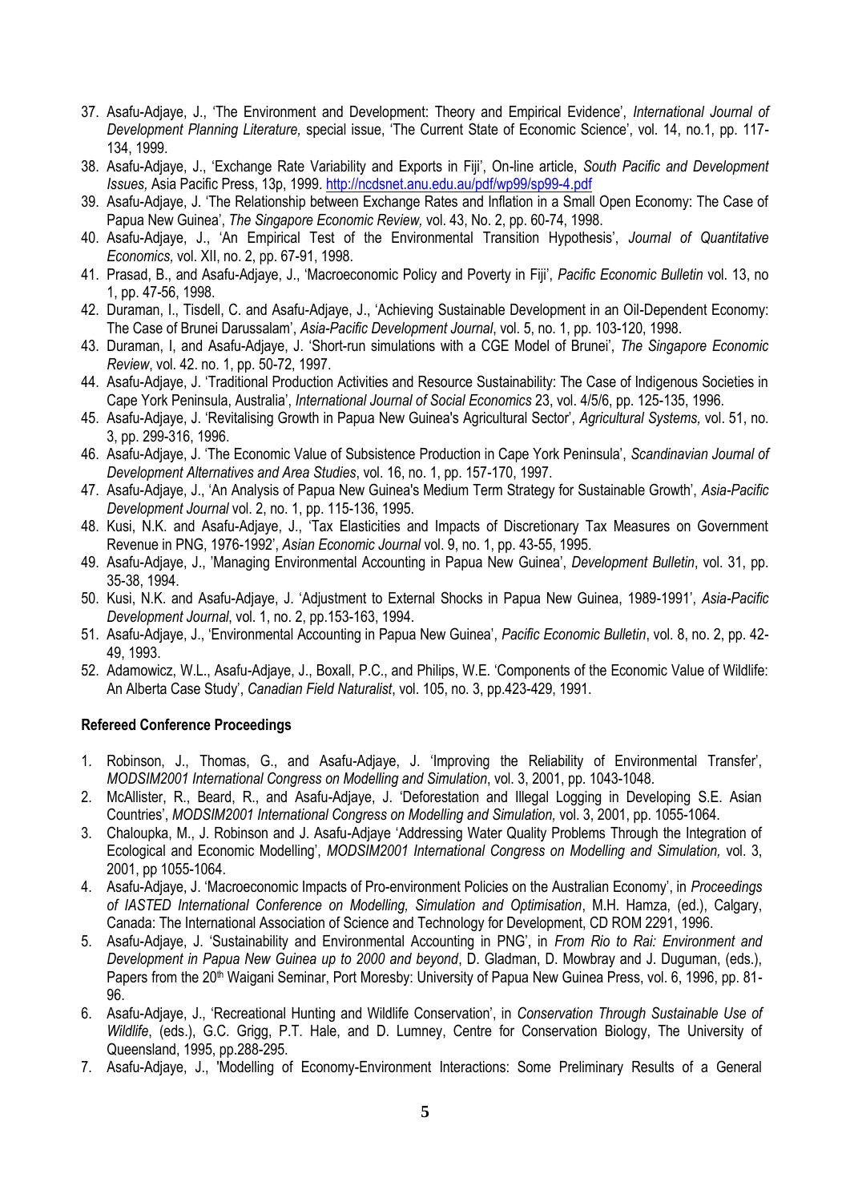37. Asafu-Adjaye, J., 'The Environment and Development: Theory and Empirical Evidence', *International Journal of Development Planning Literature,* special issue, 'The Current State of Economic Science', vol. 14, no.1, pp. 117-134, 1999.
38. Asafu-Adjaye, J., 'Exchange Rate Variability and Exports in Fiji', On-line article, *South Pacific and Development Issues,* Asia Pacific Press, 13p, 1999. http://ncdsnet.anu.edu.au/pdf/wp99/sp99-4.pdf
39. Asafu-Adjaye, J. 'The Relationship between Exchange Rates and Inflation in a Small Open Economy: The Case of Papua New Guinea', *The Singapore Economic Review,* vol. 43, No. 2, pp. 60-74, 1998.
40. Asafu-Adjaye, J., 'An Empirical Test of the Environmental Transition Hypothesis', *Journal of Quantitative Economics,* vol. XII, no. 2, pp. 67-91, 1998.
41. Prasad, B., and Asafu-Adjaye, J., 'Macroeconomic Policy and Poverty in Fiji', *Pacific Economic Bulletin* vol. 13, no 1, pp. 47-56, 1998.
42. Duraman, I., Tisdell, C. and Asafu-Adjaye, J., 'Achieving Sustainable Development in an Oil-Dependent Economy: The Case of Brunei Darussalam', *Asia-Pacific Development Journal*, vol. 5, no. 1, pp. 103-120, 1998.
43. Duraman, I, and Asafu-Adjaye, J. 'Short-run simulations with a CGE Model of Brunei', *The Singapore Economic Review*, vol. 42. no. 1, pp. 50-72, 1997.
44. Asafu-Adjaye, J. 'Traditional Production Activities and Resource Sustainability: The Case of Indigenous Societies in Cape York Peninsula, Australia', *International Journal of Social Economics* 23, vol. 4/5/6, pp. 125-135, 1996.
45. Asafu-Adjaye, J. 'Revitalising Growth in Papua New Guinea's Agricultural Sector', *Agricultural Systems,* vol. 51, no. 3, pp. 299-316, 1996.
46. Asafu-Adjaye, J. 'The Economic Value of Subsistence Production in Cape York Peninsula', *Scandinavian Journal of Development Alternatives and Area Studies*, vol. 16, no. 1, pp. 157-170, 1997.
47. Asafu-Adjaye, J., 'An Analysis of Papua New Guinea's Medium Term Strategy for Sustainable Growth', *Asia-Pacific Development Journal* vol. 2, no. 1, pp. 115-136, 1995.
48. Kusi, N.K. and Asafu-Adjaye, J., 'Tax Elasticities and Impacts of Discretionary Tax Measures on Government Revenue in PNG, 1976-1992', *Asian Economic Journal* vol. 9, no. 1, pp. 43-55, 1995.
49. Asafu-Adjaye, J., 'Managing Environmental Accounting in Papua New Guinea', *Development Bulletin*, vol. 31, pp. 35-38, 1994.
50. Kusi, N.K. and Asafu-Adjaye, J. 'Adjustment to External Shocks in Papua New Guinea, 1989-1991', *Asia-Pacific Development Journal*, vol. 1, no. 2, pp.153-163, 1994.
51. Asafu-Adjaye, J., 'Environmental Accounting in Papua New Guinea', *Pacific Economic Bulletin*, vol. 8, no. 2, pp. 42-49, 1993.
52. Adamowicz, W.L., Asafu-Adjaye, J., Boxall, P.C., and Philips, W.E. 'Components of the Economic Value of Wildlife: An Alberta Case Study', *Canadian Field Naturalist*, vol. 105, no. 3, pp.423-429, 1991.

**Refereed Conference Proceedings**

1. Robinson, J., Thomas, G., and Asafu-Adjaye, J. 'Improving the Reliability of Environmental Transfer', *MODSIM2001 International Congress on Modelling and Simulation*, vol. 3, 2001, pp. 1043-1048.
2. McAllister, R., Beard, R., and Asafu-Adjaye, J. 'Deforestation and Illegal Logging in Developing S.E. Asian Countries', *MODSIM2001 International Congress on Modelling and Simulation*, vol. 3, 2001, pp. 1055-1064.
3. Chaloupka, M., J. Robinson and J. Asafu-Adjaye 'Addressing Water Quality Problems Through the Integration of Ecological and Economic Modelling', *MODSIM2001 International Congress on Modelling and Simulation,* vol. 3, 2001, pp 1055-1064.
4. Asafu-Adjaye, J. 'Macroeconomic Impacts of Pro-environment Policies on the Australian Economy', in *Proceedings of IASTED International Conference on Modelling, Simulation and Optimisation*, M.H. Hamza, (ed.), Calgary, Canada: The International Association of Science and Technology for Development, CD ROM 2291, 1996.
5. Asafu-Adjaye, J. 'Sustainability and Environmental Accounting in PNG', in *From Rio to Rai: Environment and Development in Papua New Guinea up to 2000 and beyond*, D. Gladman, D. Mowbray and J. Duguman, (eds.), Papers from the 20th Waigani Seminar, Port Moresby: University of Papua New Guinea Press, vol. 6, 1996, pp. 81-96.
6. Asafu-Adjaye, J., 'Recreational Hunting and Wildlife Conservation', in *Conservation Through Sustainable Use of Wildlife*, (eds.), G.C. Grigg, P.T. Hale, and D. Lumney, Centre for Conservation Biology, The University of Queensland, 1995, pp.288-295.
7. Asafu-Adjaye, J., 'Modelling of Economy-Environment Interactions: Some Preliminary Results of a General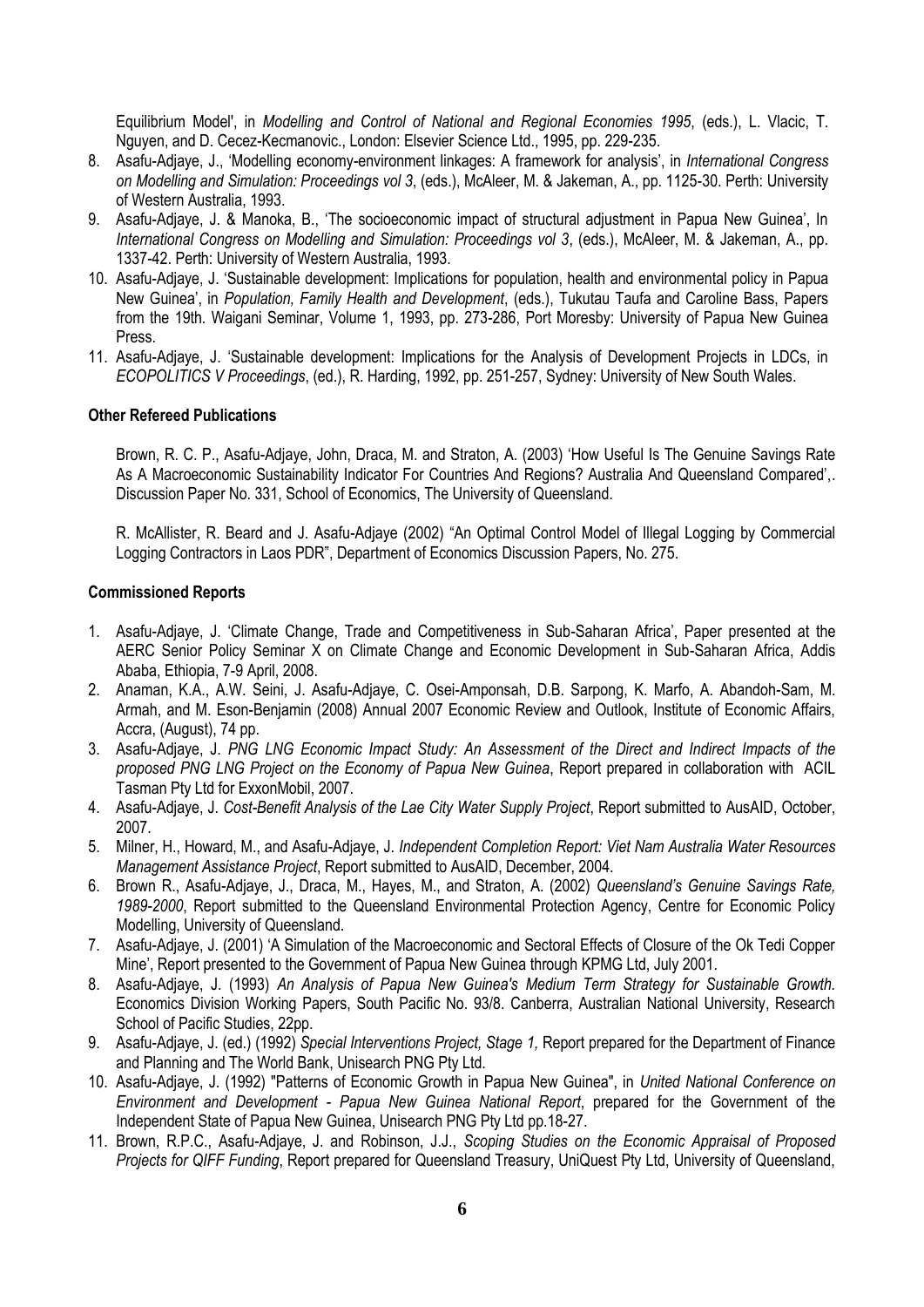Equilibrium Model', in *Modelling and Control of National and Regional Economies 1995*, (eds.), L. Vlacic, T. Nguyen, and D. Cecez-Kecmanovic., London: Elsevier Science Ltd., 1995, pp. 229-235.

8. Asafu-Adjaye, J., 'Modelling economy-environment linkages: A framework for analysis', in *International Congress on Modelling and Simulation: Proceedings vol 3*, (eds.), McAleer, M. & Jakeman, A., pp. 1125-30. Perth: University of Western Australia, 1993.
9. Asafu-Adjaye, J. & Manoka, B., 'The socioeconomic impact of structural adjustment in Papua New Guinea', In *International Congress on Modelling and Simulation: Proceedings vol 3*, (eds.), McAleer, M. & Jakeman, A., pp. 1337-42. Perth: University of Western Australia, 1993.
10. Asafu-Adjaye, J. 'Sustainable development: Implications for population, health and environmental policy in Papua New Guinea', in *Population, Family Health and Development*, (eds.), Tukutau Taufa and Caroline Bass, Papers from the 19th. Waigani Seminar, Volume 1, 1993, pp. 273-286, Port Moresby: University of Papua New Guinea Press.
11. Asafu-Adjaye, J. 'Sustainable development: Implications for the Analysis of Development Projects in LDCs, in *ECOPOLITICS V Proceedings*, (ed.), R. Harding, 1992, pp. 251-257, Sydney: University of New South Wales.

**Other Refereed Publications**

Brown, R. C. P., Asafu-Adjaye, John, Draca, M. and Straton, A. (2003) 'How Useful Is The Genuine Savings Rate As A Macroeconomic Sustainability Indicator For Countries And Regions? Australia And Queensland Compared',. Discussion Paper No. 331, School of Economics, The University of Queensland.

R. McAllister, R. Beard and J. Asafu-Adjaye (2002) "An Optimal Control Model of Illegal Logging by Commercial Logging Contractors in Laos PDR", Department of Economics Discussion Papers, No. 275.

**Commissioned Reports**

1. Asafu-Adjaye, J. 'Climate Change, Trade and Competitiveness in Sub-Saharan Africa', Paper presented at the AERC Senior Policy Seminar X on Climate Change and Economic Development in Sub-Saharan Africa, Addis Ababa, Ethiopia, 7-9 April, 2008.
2. Anaman, K.A., A.W. Seini, J. Asafu-Adjaye, C. Osei-Amponsah, D.B. Sarpong, K. Marfo, A. Abandoh-Sam, M. Armah, and M. Eson-Benjamin (2008) Annual 2007 Economic Review and Outlook, Institute of Economic Affairs, Accra, (August), 74 pp.
3. Asafu-Adjaye, J. *PNG LNG Economic Impact Study: An Assessment of the Direct and Indirect Impacts of the proposed PNG LNG Project on the Economy of Papua New Guinea*, Report prepared in collaboration with ACIL Tasman Pty Ltd for ExxonMobil, 2007.
4. Asafu-Adjaye, J. *Cost-Benefit Analysis of the Lae City Water Supply Project*, Report submitted to AusAID, October, 2007.
5. Milner, H., Howard, M., and Asafu-Adjaye, J. *Independent Completion Report: Viet Nam Australia Water Resources Management Assistance Project*, Report submitted to AusAID, December, 2004.
6. Brown R., Asafu-Adjaye, J., Draca, M., Hayes, M., and Straton, A. (2002) *Queensland's Genuine Savings Rate, 1989-2000*, Report submitted to the Queensland Environmental Protection Agency, Centre for Economic Policy Modelling, University of Queensland.
7. Asafu-Adjaye, J. (2001) 'A Simulation of the Macroeconomic and Sectoral Effects of Closure of the Ok Tedi Copper Mine', Report presented to the Government of Papua New Guinea through KPMG Ltd, July 2001.
8. Asafu-Adjaye, J. (1993) *An Analysis of Papua New Guinea's Medium Term Strategy for Sustainable Growth.* Economics Division Working Papers, South Pacific No. 93/8. Canberra, Australian National University, Research School of Pacific Studies, 22pp.
9. Asafu-Adjaye, J. (ed.) (1992) *Special Interventions Project, Stage 1,* Report prepared for the Department of Finance and Planning and The World Bank, Unisearch PNG Pty Ltd.
10. Asafu-Adjaye, J. (1992) "Patterns of Economic Growth in Papua New Guinea", in *United National Conference on Environment and Development - Papua New Guinea National Report*, prepared for the Government of the Independent State of Papua New Guinea, Unisearch PNG Pty Ltd pp.18-27.
11. Brown, R.P.C., Asafu-Adjaye, J. and Robinson, J.J., *Scoping Studies on the Economic Appraisal of Proposed Projects for QIFF Funding*, Report prepared for Queensland Treasury, UniQuest Pty Ltd, University of Queensland,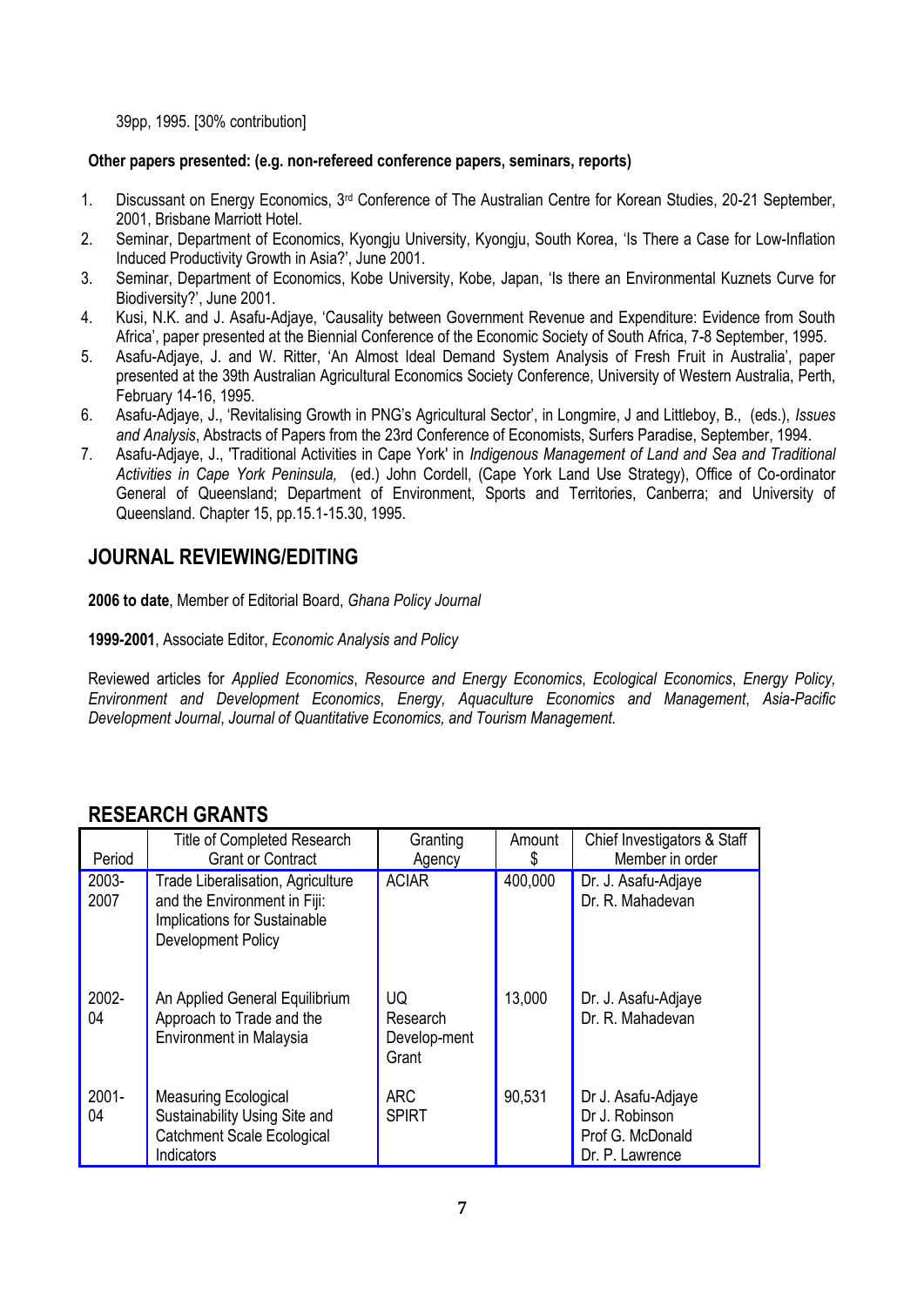39pp, 1995. [30% contribution]

**Other papers presented: (e.g. non-refereed conference papers, seminars, reports)**

1. Discussant on Energy Economics, 3rd Conference of The Australian Centre for Korean Studies, 20-21 September, 2001, Brisbane Marriott Hotel.
2. Seminar, Department of Economics, Kyongju University, Kyongju, South Korea, 'Is There a Case for Low-Inflation Induced Productivity Growth in Asia?', June 2001.
3. Seminar, Department of Economics, Kobe University, Kobe, Japan, 'Is there an Environmental Kuznets Curve for Biodiversity?', June 2001.
4. Kusi, N.K. and J. Asafu-Adjaye, 'Causality between Government Revenue and Expenditure: Evidence from South Africa', paper presented at the Biennial Conference of the Economic Society of South Africa, 7-8 September, 1995.
5. Asafu-Adjaye, J. and W. Ritter, 'An Almost Ideal Demand System Analysis of Fresh Fruit in Australia', paper presented at the 39th Australian Agricultural Economics Society Conference, University of Western Australia, Perth, February 14-16, 1995.
6. Asafu-Adjaye, J., 'Revitalising Growth in PNG's Agricultural Sector', in Longmire, J and Littleboy, B., (eds.), *Issues and Analysis*, Abstracts of Papers from the 23rd Conference of Economists, Surfers Paradise, September, 1994.
7. Asafu-Adjaye, J., 'Traditional Activities in Cape York' in *Indigenous Management of Land and Sea and Traditional Activities in Cape York Peninsula,* (ed.) John Cordell, (Cape York Land Use Strategy), Office of Co-ordinator General of Queensland; Department of Environment, Sports and Territories, Canberra; and University of Queensland. Chapter 15, pp.15.1-15.30, 1995.

## JOURNAL REVIEWING/EDITING

**2006 to date**, Member of Editorial Board, *Ghana Policy Journal*

**1999-2001**, Associate Editor, *Economic Analysis and Policy*

Reviewed articles for *Applied Economics*, *Resource and Energy Economics*, *Ecological Economics*, *Energy Policy, Environment and Development Economics*, *Energy, Aquaculture Economics and Management*, *Asia-Pacific Development Journal*, *Journal of Quantitative Economics, and Tourism Management.*

## RESEARCH GRANTS

| Period | Title of Completed Research Grant or Contract | Granting Agency | Amount $ | Chief Investigators & Staff Member in order |
|---|---|---|---|---|
| 2003-2007 | Trade Liberalisation, Agriculture and the Environment in Fiji: Implications for Sustainable Development Policy | ACIAR | 400,000 | Dr. J. Asafu-Adjaye<br>Dr. R. Mahadevan |
| 2002-04 | An Applied General Equilibrium Approach to Trade and the Environment in Malaysia | UQ Research Develop-ment Grant | 13,000 | Dr. J. Asafu-Adjaye<br>Dr. R. Mahadevan |
| 2001-04 | Measuring Ecological Sustainability Using Site and Catchment Scale Ecological Indicators | ARC SPIRT | 90,531 | Dr J. Asafu-Adjaye<br>Dr J. Robinson<br>Prof G. McDonald<br>Dr. P. Lawrence |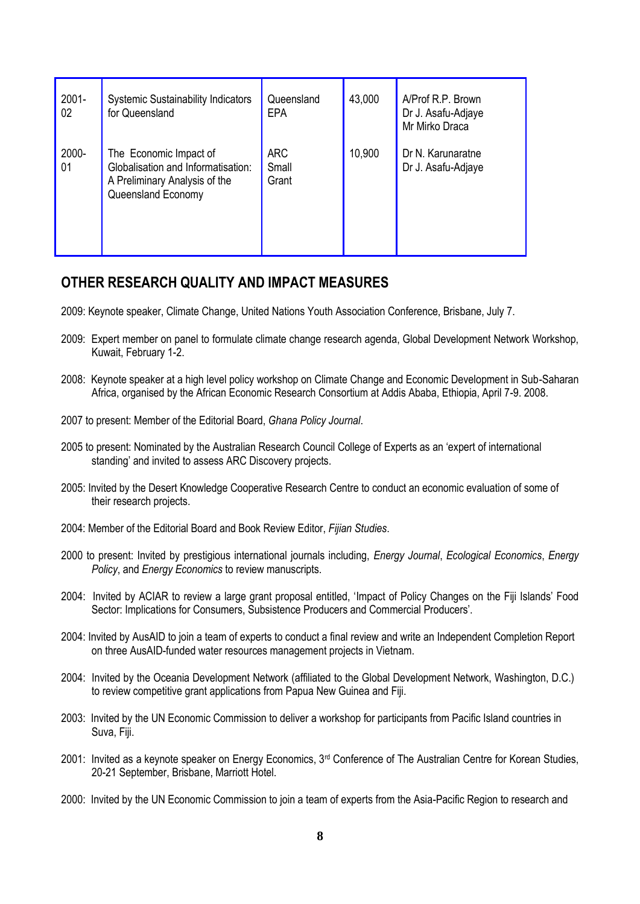| 2001-02 | Systemic Sustainability Indicators for Queensland | Queensland EPA | 43,000 | A/Prof R.P. Brown<br>Dr J. Asafu-Adjaye<br>Mr Mirko Draca |
|---|---|---|---|---|
| 2000-01 | The Economic Impact of Globalisation and Informatisation: A Preliminary Analysis of the Queensland Economy | ARC Small Grant | 10,900 | Dr N. Karunaratne<br>Dr J. Asafu-Adjaye |

## OTHER RESEARCH QUALITY AND IMPACT MEASURES

2009: Keynote speaker, Climate Change, United Nations Youth Association Conference, Brisbane, July 7.

2009: Expert member on panel to formulate climate change research agenda, Global Development Network Workshop, Kuwait, February 1-2.

2008: Keynote speaker at a high level policy workshop on Climate Change and Economic Development in Sub-Saharan Africa, organised by the African Economic Research Consortium at Addis Ababa, Ethiopia, April 7-9. 2008.

2007 to present: Member of the Editorial Board, *Ghana Policy Journal*.

2005 to present: Nominated by the Australian Research Council College of Experts as an 'expert of international standing' and invited to assess ARC Discovery projects.

2005: Invited by the Desert Knowledge Cooperative Research Centre to conduct an economic evaluation of some of their research projects.

2004: Member of the Editorial Board and Book Review Editor, *Fijian Studies*.

2000 to present: Invited by prestigious international journals including, *Energy Journal*, *Ecological Economics*, *Energy Policy*, and *Energy Economics* to review manuscripts.

2004: Invited by ACIAR to review a large grant proposal entitled, 'Impact of Policy Changes on the Fiji Islands' Food Sector: Implications for Consumers, Subsistence Producers and Commercial Producers'.

2004: Invited by AusAID to join a team of experts to conduct a final review and write an Independent Completion Report on three AusAID-funded water resources management projects in Vietnam.

2004: Invited by the Oceania Development Network (affiliated to the Global Development Network, Washington, D.C.) to review competitive grant applications from Papua New Guinea and Fiji.

2003: Invited by the UN Economic Commission to deliver a workshop for participants from Pacific Island countries in Suva, Fiji.

2001: Invited as a keynote speaker on Energy Economics, 3rd Conference of The Australian Centre for Korean Studies, 20-21 September, Brisbane, Marriott Hotel.

2000: Invited by the UN Economic Commission to join a team of experts from the Asia-Pacific Region to research and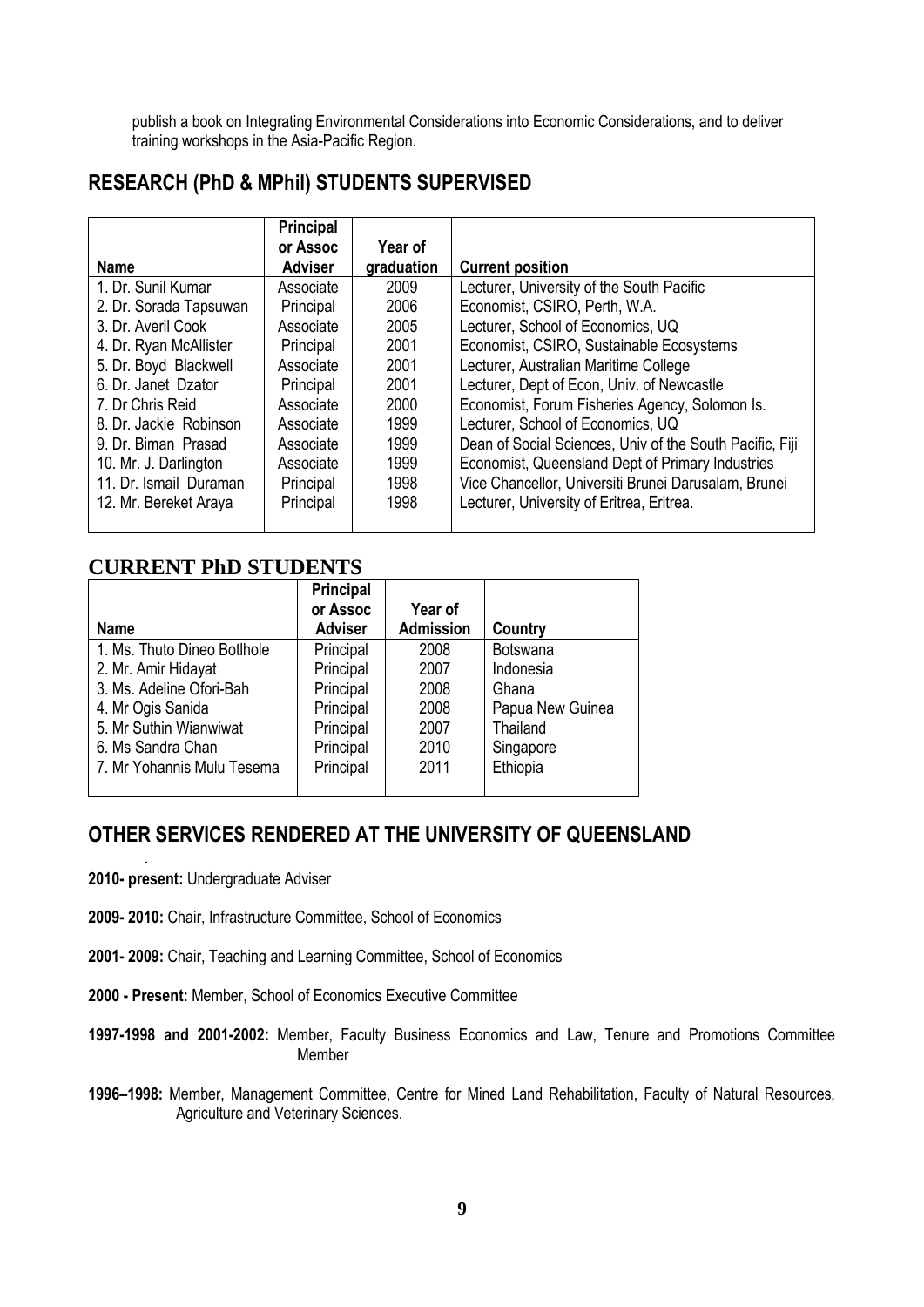publish a book on Integrating Environmental Considerations into Economic Considerations, and to deliver training workshops in the Asia-Pacific Region.

## RESEARCH (PhD & MPhil) STUDENTS SUPERVISED

| Name | Principal or Assoc Adviser | Year of graduation | Current position |
|---|---|---|---|
| 1. Dr. Sunil Kumar | Associate | 2009 | Lecturer, University of the South Pacific |
| 2. Dr. Sorada Tapsuwan | Principal | 2006 | Economist, CSIRO, Perth, W.A. |
| 3. Dr. Averil Cook | Associate | 2005 | Lecturer, School of Economics, UQ |
| 4. Dr. Ryan McAllister | Principal | 2001 | Economist, CSIRO, Sustainable Ecosystems |
| 5. Dr. Boyd Blackwell | Associate | 2001 | Lecturer, Australian Maritime College |
| 6. Dr. Janet Dzator | Principal | 2001 | Lecturer, Dept of Econ, Univ. of Newcastle |
| 7. Dr Chris Reid | Associate | 2000 | Economist, Forum Fisheries Agency, Solomon Is. |
| 8. Dr. Jackie Robinson | Associate | 1999 | Lecturer, School of Economics, UQ |
| 9. Dr. Biman Prasad | Associate | 1999 | Dean of Social Sciences, Univ of the South Pacific, Fiji |
| 10. Mr. J. Darlington | Associate | 1999 | Economist, Queensland Dept of Primary Industries |
| 11. Dr. Ismail Duraman | Principal | 1998 | Vice Chancellor, Universiti Brunei Darusalam, Brunei |
| 12. Mr. Bereket Araya | Principal | 1998 | Lecturer, University of Eritrea, Eritrea. |

## CURRENT PhD STUDENTS

| Name | Principal or Assoc Adviser | Year of Admission | Country |
|---|---|---|---|
| 1. Ms. Thuto Dineo Botlhole | Principal | 2008 | Botswana |
| 2. Mr. Amir Hidayat | Principal | 2007 | Indonesia |
| 3. Ms. Adeline Ofori-Bah | Principal | 2008 | Ghana |
| 4. Mr Ogis Sanida | Principal | 2008 | Papua New Guinea |
| 5. Mr Suthin Wianwiwat | Principal | 2007 | Thailand |
| 6. Ms Sandra Chan | Principal | 2010 | Singapore |
| 7. Mr Yohannis Mulu Tesema | Principal | 2011 | Ethiopia |

## OTHER SERVICES RENDERED AT THE UNIVERSITY OF QUEENSLAND

**2010- present:** Undergraduate Adviser

**2009- 2010:** Chair, Infrastructure Committee, School of Economics

**2001- 2009:** Chair, Teaching and Learning Committee, School of Economics

**2000 - Present:** Member, School of Economics Executive Committee

**1997-1998 and 2001-2002:** Member, Faculty Business Economics and Law, Tenure and Promotions Committee Member

**1996–1998:** Member, Management Committee, Centre for Mined Land Rehabilitation, Faculty of Natural Resources, Agriculture and Veterinary Sciences.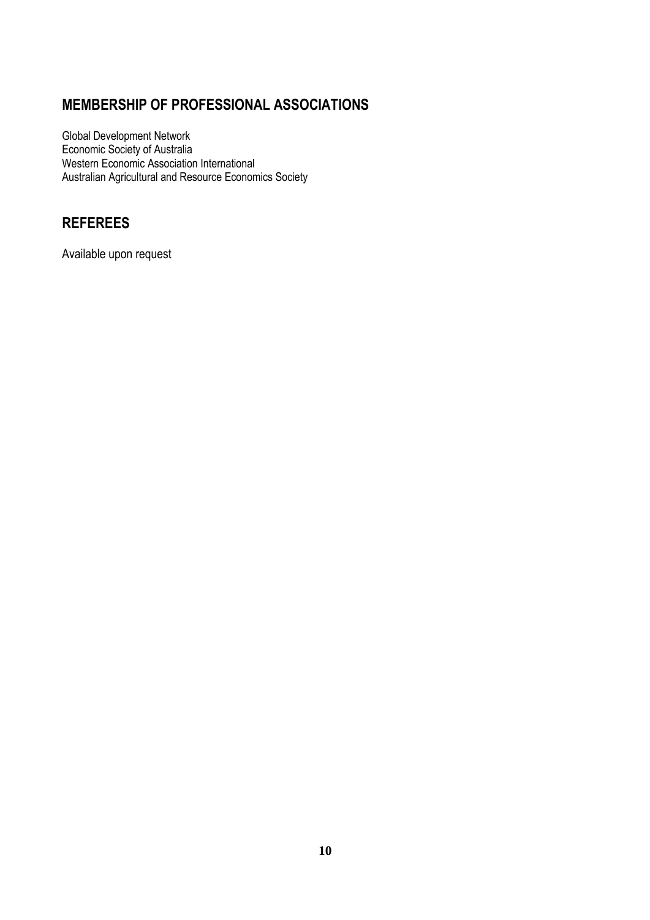## MEMBERSHIP OF PROFESSIONAL ASSOCIATIONS

Global Development Network
Economic Society of Australia
Western Economic Association International
Australian Agricultural and Resource Economics Society

## REFEREES

Available upon request